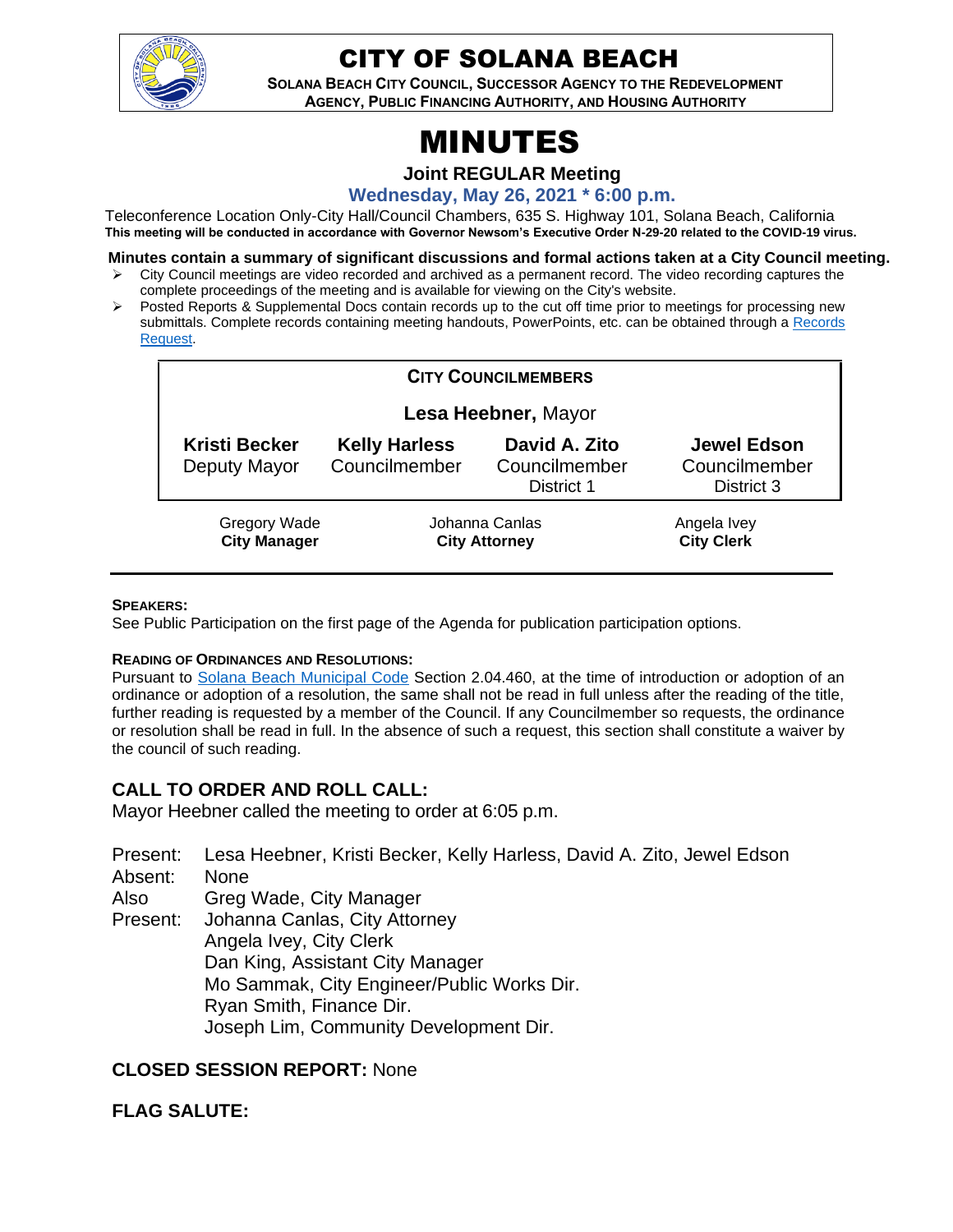# CITY OF SOLANA BEACH

**SOLANA BEACH CITY COUNCIL, SUCCESSOR AGENCY TO THE REDEVELOPMENT AGENCY, PUBLIC FINANCING AUTHORITY, AND HOUSING AUTHORITY**

# MINUTES

## Joint REGULAR Meeting

### Wednesday, May 26, 2021 * 6:00 p.m.

Teleconference Location Only-City Hall/Council Chambers, 635 S. Highway 101, Solana Beach, California
**This meeting will be conducted in accordance with Governor Newsom's Executive Order N-29-20 related to the COVID-19 virus.**

**Minutes contain a summary of significant discussions and formal actions taken at a City Council meeting.**

- City Council meetings are video recorded and archived as a permanent record. The video recording captures the complete proceedings of the meeting and is available for viewing on the City's website.
- Posted Reports & Supplemental Docs contain records up to the cut off time prior to meetings for processing new submittals. Complete records containing meeting handouts, PowerPoints, etc. can be obtained through a Records Request.

**CITY COUNCILMEMBERS**

**Lesa Heebner,** Mayor

| **Kristi Becker** | **Kelly Harless** | **David A. Zito** | **Jewel Edson** |
|---|---|---|---|
| Deputy Mayor | Councilmember | Councilmember District 1 | Councilmember District 3 |

| Gregory Wade | Johanna Canlas | Angela Ivey |
|---|---|---|
| **City Manager** | **City Attorney** | **City Clerk** |

**SPEAKERS:**
See Public Participation on the first page of the Agenda for publication participation options.

**READING OF ORDINANCES AND RESOLUTIONS:**
Pursuant to Solana Beach Municipal Code Section 2.04.460, at the time of introduction or adoption of an ordinance or adoption of a resolution, the same shall not be read in full unless after the reading of the title, further reading is requested by a member of the Council. If any Councilmember so requests, the ordinance or resolution shall be read in full. In the absence of such a request, this section shall constitute a waiver by the council of such reading.

## CALL TO ORDER AND ROLL CALL:

Mayor Heebner called the meeting to order at 6:05 p.m.

Present: Lesa Heebner, Kristi Becker, Kelly Harless, David A. Zito, Jewel Edson
Absent: None
Also Present: Greg Wade, City Manager
Johanna Canlas, City Attorney
Angela Ivey, City Clerk
Dan King, Assistant City Manager
Mo Sammak, City Engineer/Public Works Dir.
Ryan Smith, Finance Dir.
Joseph Lim, Community Development Dir.

## CLOSED SESSION REPORT: None

## FLAG SALUTE: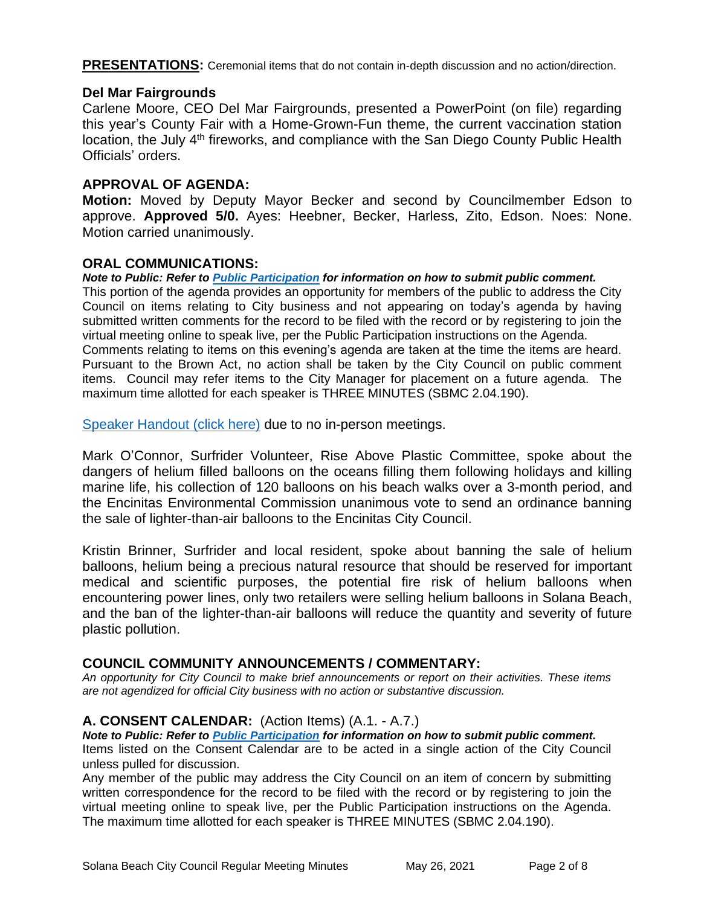**PRESENTATIONS:** Ceremonial items that do not contain in-depth discussion and no action/direction.

### Del Mar Fairgrounds

Carlene Moore, CEO Del Mar Fairgrounds, presented a PowerPoint (on file) regarding this year's County Fair with a Home-Grown-Fun theme, the current vaccination station location, the July 4th fireworks, and compliance with the San Diego County Public Health Officials' orders.

### APPROVAL OF AGENDA:

**Motion:** Moved by Deputy Mayor Becker and second by Councilmember Edson to approve. **Approved 5/0.** Ayes: Heebner, Becker, Harless, Zito, Edson. Noes: None. Motion carried unanimously.

### ORAL COMMUNICATIONS:

***Note to Public: Refer to [Public Participation](#) for information on how to submit public comment.***

This portion of the agenda provides an opportunity for members of the public to address the City Council on items relating to City business and not appearing on today's agenda by having submitted written comments for the record to be filed with the record or by registering to join the virtual meeting online to speak live, per the Public Participation instructions on the Agenda. Comments relating to items on this evening's agenda are taken at the time the items are heard. Pursuant to the Brown Act, no action shall be taken by the City Council on public comment items. Council may refer items to the City Manager for placement on a future agenda. The maximum time allotted for each speaker is THREE MINUTES (SBMC 2.04.190).

[Speaker Handout (click here)](#) due to no in-person meetings.

Mark O'Connor, Surfrider Volunteer, Rise Above Plastic Committee, spoke about the dangers of helium filled balloons on the oceans filling them following holidays and killing marine life, his collection of 120 balloons on his beach walks over a 3-month period, and the Encinitas Environmental Commission unanimous vote to send an ordinance banning the sale of lighter-than-air balloons to the Encinitas City Council.

Kristin Brinner, Surfrider and local resident, spoke about banning the sale of helium balloons, helium being a precious natural resource that should be reserved for important medical and scientific purposes, the potential fire risk of helium balloons when encountering power lines, only two retailers were selling helium balloons in Solana Beach, and the ban of the lighter-than-air balloons will reduce the quantity and severity of future plastic pollution.

### COUNCIL COMMUNITY ANNOUNCEMENTS / COMMENTARY:

*An opportunity for City Council to make brief announcements or report on their activities. These items are not agendized for official City business with no action or substantive discussion.*

### A. CONSENT CALENDAR: (Action Items) (A.1. - A.7.)

***Note to Public: Refer to [Public Participation](#) for information on how to submit public comment.***

Items listed on the Consent Calendar are to be acted in a single action of the City Council unless pulled for discussion.

Any member of the public may address the City Council on an item of concern by submitting written correspondence for the record to be filed with the record or by registering to join the virtual meeting online to speak live, per the Public Participation instructions on the Agenda. The maximum time allotted for each speaker is THREE MINUTES (SBMC 2.04.190).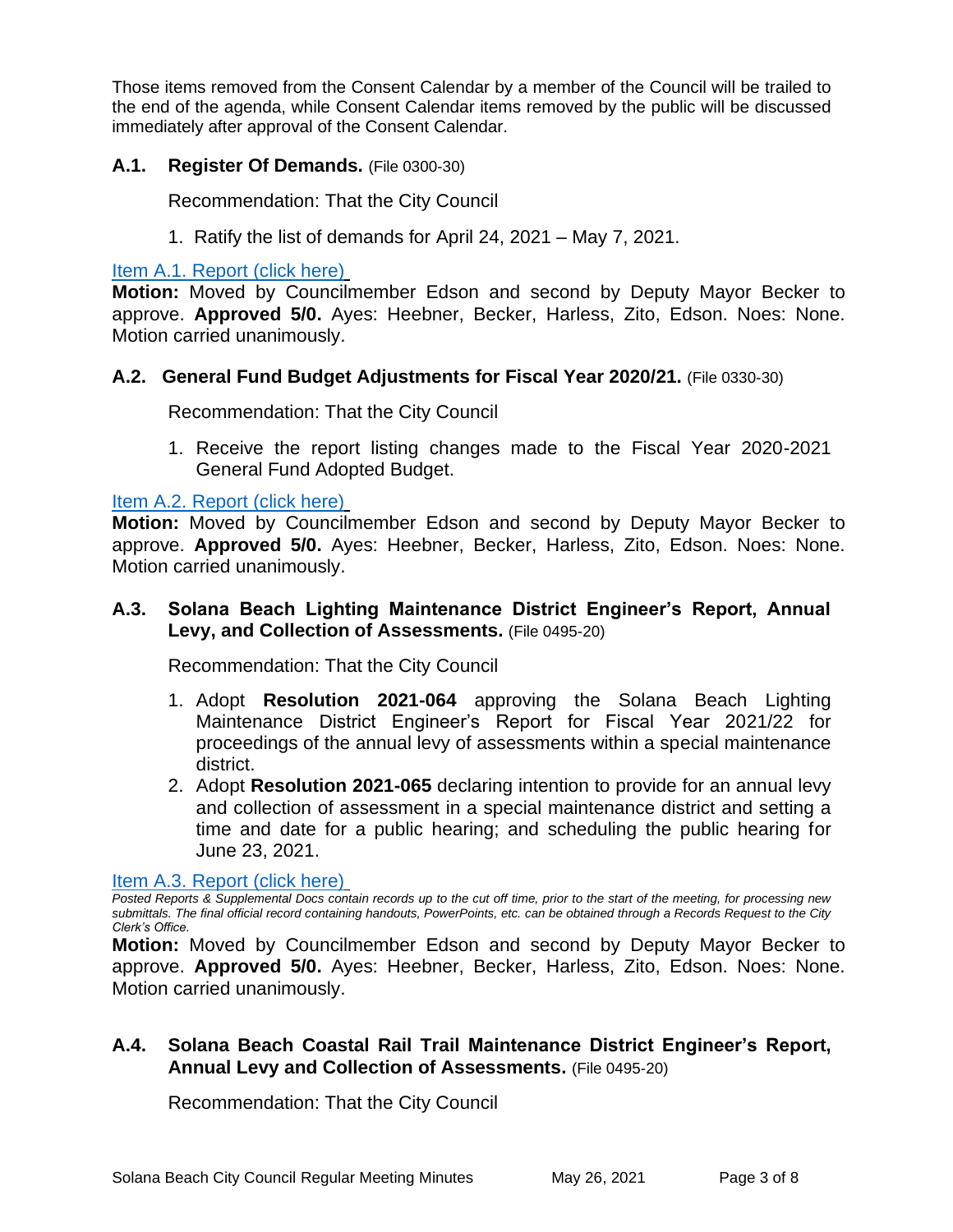Those items removed from the Consent Calendar by a member of the Council will be trailed to the end of the agenda, while Consent Calendar items removed by the public will be discussed immediately after approval of the Consent Calendar.

### A.1. Register Of Demands. (File 0300-30)

Recommendation: That the City Council

1. Ratify the list of demands for April 24, 2021 – May 7, 2021.

Item A.1. Report (click here)

**Motion:** Moved by Councilmember Edson and second by Deputy Mayor Becker to approve. **Approved 5/0.** Ayes: Heebner, Becker, Harless, Zito, Edson. Noes: None. Motion carried unanimously.

### A.2. General Fund Budget Adjustments for Fiscal Year 2020/21. (File 0330-30)

Recommendation: That the City Council

1. Receive the report listing changes made to the Fiscal Year 2020-2021 General Fund Adopted Budget.

Item A.2. Report (click here)

**Motion:** Moved by Councilmember Edson and second by Deputy Mayor Becker to approve. **Approved 5/0.** Ayes: Heebner, Becker, Harless, Zito, Edson. Noes: None. Motion carried unanimously.

### A.3. Solana Beach Lighting Maintenance District Engineer's Report, Annual Levy, and Collection of Assessments. (File 0495-20)

Recommendation: That the City Council

1. Adopt **Resolution 2021-064** approving the Solana Beach Lighting Maintenance District Engineer's Report for Fiscal Year 2021/22 for proceedings of the annual levy of assessments within a special maintenance district.
2. Adopt **Resolution 2021-065** declaring intention to provide for an annual levy and collection of assessment in a special maintenance district and setting a time and date for a public hearing; and scheduling the public hearing for June 23, 2021.

Item A.3. Report (click here)

*Posted Reports & Supplemental Docs contain records up to the cut off time, prior to the start of the meeting, for processing new submittals. The final official record containing handouts, PowerPoints, etc. can be obtained through a Records Request to the City Clerk's Office.*

**Motion:** Moved by Councilmember Edson and second by Deputy Mayor Becker to approve. **Approved 5/0.** Ayes: Heebner, Becker, Harless, Zito, Edson. Noes: None. Motion carried unanimously.

### A.4. Solana Beach Coastal Rail Trail Maintenance District Engineer's Report, Annual Levy and Collection of Assessments. (File 0495-20)

Recommendation: That the City Council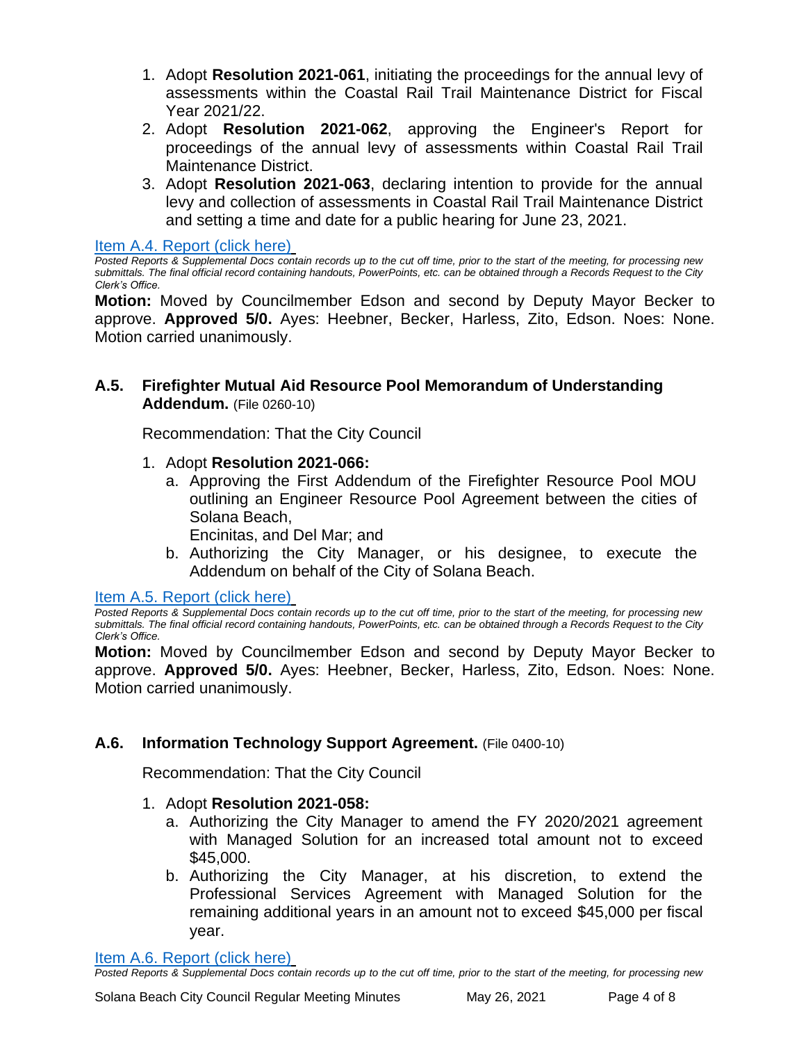1. Adopt **Resolution 2021-061**, initiating the proceedings for the annual levy of assessments within the Coastal Rail Trail Maintenance District for Fiscal Year 2021/22.
2. Adopt **Resolution 2021-062**, approving the Engineer's Report for proceedings of the annual levy of assessments within Coastal Rail Trail Maintenance District.
3. Adopt **Resolution 2021-063**, declaring intention to provide for the annual levy and collection of assessments in Coastal Rail Trail Maintenance District and setting a time and date for a public hearing for June 23, 2021.

Item A.4. Report (click here)

*Posted Reports & Supplemental Docs contain records up to the cut off time, prior to the start of the meeting, for processing new submittals. The final official record containing handouts, PowerPoints, etc. can be obtained through a Records Request to the City Clerk's Office.*

**Motion:** Moved by Councilmember Edson and second by Deputy Mayor Becker to approve. **Approved 5/0.** Ayes: Heebner, Becker, Harless, Zito, Edson. Noes: None. Motion carried unanimously.

### A.5. Firefighter Mutual Aid Resource Pool Memorandum of Understanding Addendum. (File 0260-10)

Recommendation: That the City Council

1. Adopt **Resolution 2021-066:**
   a. Approving the First Addendum of the Firefighter Resource Pool MOU outlining an Engineer Resource Pool Agreement between the cities of Solana Beach,
      Encinitas, and Del Mar; and
   b. Authorizing the City Manager, or his designee, to execute the Addendum on behalf of the City of Solana Beach.

Item A.5. Report (click here)

*Posted Reports & Supplemental Docs contain records up to the cut off time, prior to the start of the meeting, for processing new submittals. The final official record containing handouts, PowerPoints, etc. can be obtained through a Records Request to the City Clerk's Office.*

**Motion:** Moved by Councilmember Edson and second by Deputy Mayor Becker to approve. **Approved 5/0.** Ayes: Heebner, Becker, Harless, Zito, Edson. Noes: None. Motion carried unanimously.

### A.6. Information Technology Support Agreement. (File 0400-10)

Recommendation: That the City Council

1. Adopt **Resolution 2021-058:**
   a. Authorizing the City Manager to amend the FY 2020/2021 agreement with Managed Solution for an increased total amount not to exceed $45,000.
   b. Authorizing the City Manager, at his discretion, to extend the Professional Services Agreement with Managed Solution for the remaining additional years in an amount not to exceed $45,000 per fiscal year.

Item A.6. Report (click here)

*Posted Reports & Supplemental Docs contain records up to the cut off time, prior to the start of the meeting, for processing new*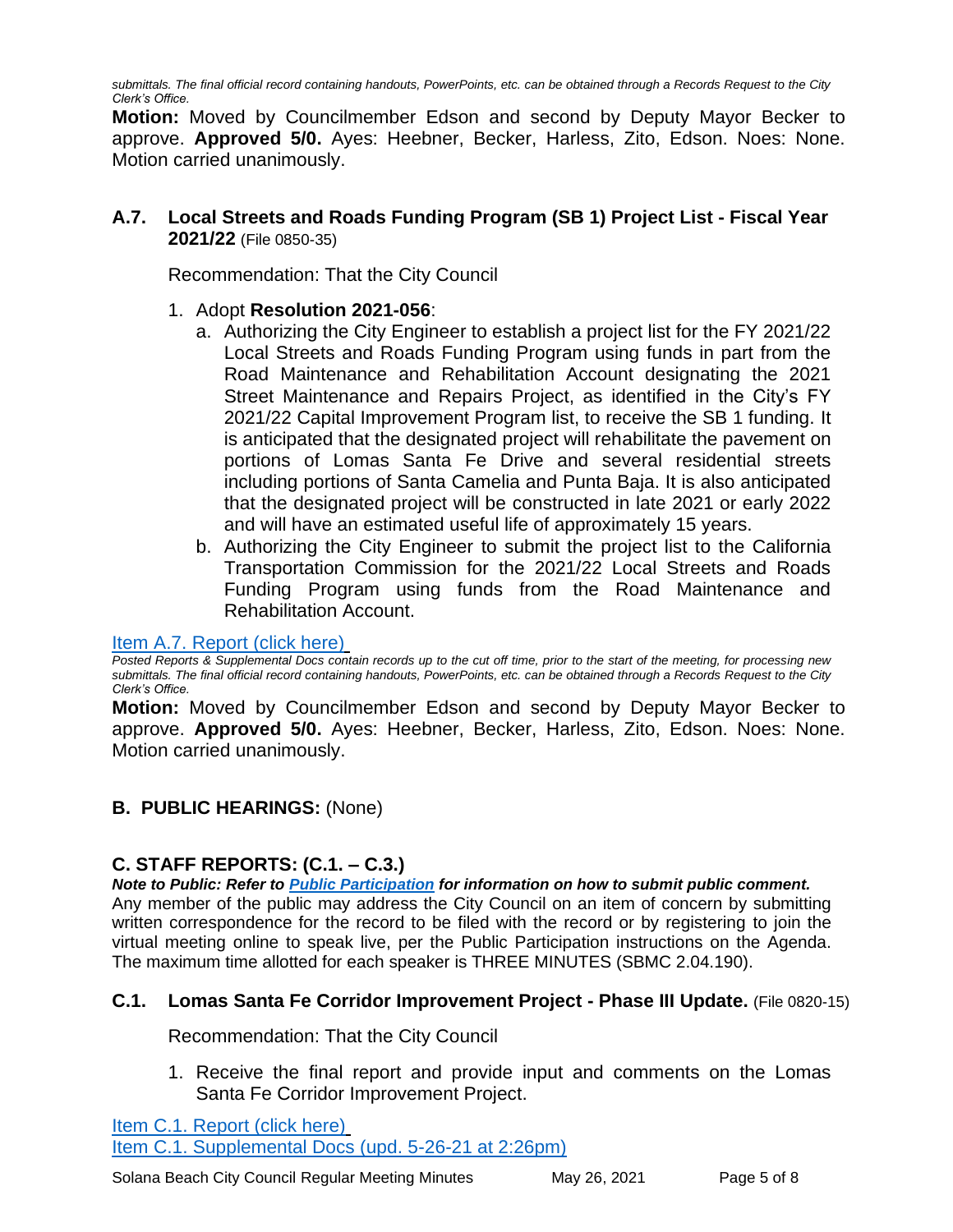*submittals. The final official record containing handouts, PowerPoints, etc. can be obtained through a Records Request to the City Clerk's Office.*

**Motion:** Moved by Councilmember Edson and second by Deputy Mayor Becker to approve. **Approved 5/0.** Ayes: Heebner, Becker, Harless, Zito, Edson. Noes: None. Motion carried unanimously.

### A.7. Local Streets and Roads Funding Program (SB 1) Project List - Fiscal Year 2021/22 (File 0850-35)

Recommendation: That the City Council

1. Adopt **Resolution 2021-056**:
   a. Authorizing the City Engineer to establish a project list for the FY 2021/22 Local Streets and Roads Funding Program using funds in part from the Road Maintenance and Rehabilitation Account designating the 2021 Street Maintenance and Repairs Project, as identified in the City's FY 2021/22 Capital Improvement Program list, to receive the SB 1 funding. It is anticipated that the designated project will rehabilitate the pavement on portions of Lomas Santa Fe Drive and several residential streets including portions of Santa Camelia and Punta Baja. It is also anticipated that the designated project will be constructed in late 2021 or early 2022 and will have an estimated useful life of approximately 15 years.
   b. Authorizing the City Engineer to submit the project list to the California Transportation Commission for the 2021/22 Local Streets and Roads Funding Program using funds from the Road Maintenance and Rehabilitation Account.

Item A.7. Report (click here)

*Posted Reports & Supplemental Docs contain records up to the cut off time, prior to the start of the meeting, for processing new submittals. The final official record containing handouts, PowerPoints, etc. can be obtained through a Records Request to the City Clerk's Office.*

**Motion:** Moved by Councilmember Edson and second by Deputy Mayor Becker to approve. **Approved 5/0.** Ayes: Heebner, Becker, Harless, Zito, Edson. Noes: None. Motion carried unanimously.

## B. PUBLIC HEARINGS: (None)

## C. STAFF REPORTS: (C.1. – C.3.)

***Note to Public: Refer to Public Participation for information on how to submit public comment.***

Any member of the public may address the City Council on an item of concern by submitting written correspondence for the record to be filed with the record or by registering to join the virtual meeting online to speak live, per the Public Participation instructions on the Agenda. The maximum time allotted for each speaker is THREE MINUTES (SBMC 2.04.190).

### C.1. Lomas Santa Fe Corridor Improvement Project - Phase III Update. (File 0820-15)

Recommendation: That the City Council

1. Receive the final report and provide input and comments on the Lomas Santa Fe Corridor Improvement Project.

Item C.1. Report (click here)

Item C.1. Supplemental Docs (upd. 5-26-21 at 2:26pm)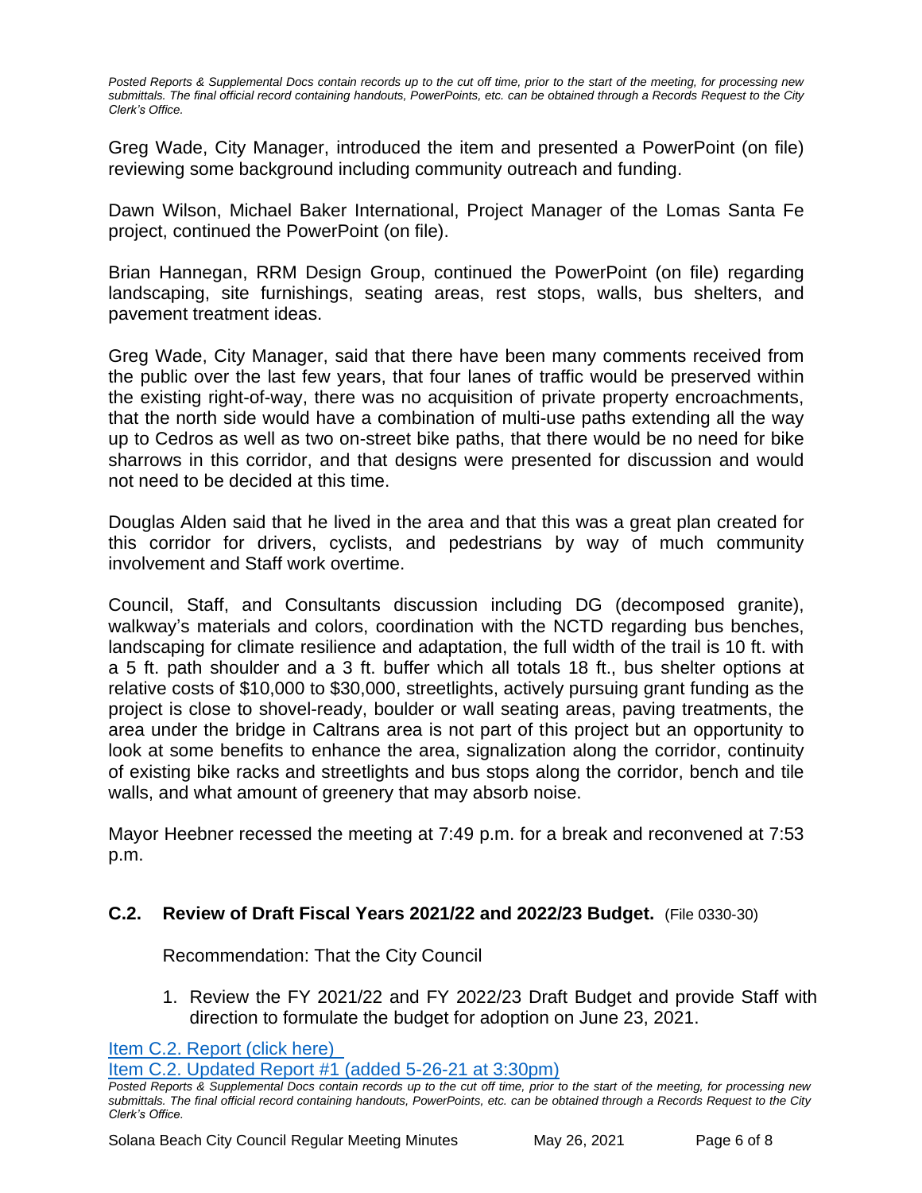Greg Wade, City Manager, introduced the item and presented a PowerPoint (on file) reviewing some background including community outreach and funding.

Dawn Wilson, Michael Baker International, Project Manager of the Lomas Santa Fe project, continued the PowerPoint (on file).

Brian Hannegan, RRM Design Group, continued the PowerPoint (on file) regarding landscaping, site furnishings, seating areas, rest stops, walls, bus shelters, and pavement treatment ideas.

Greg Wade, City Manager, said that there have been many comments received from the public over the last few years, that four lanes of traffic would be preserved within the existing right-of-way, there was no acquisition of private property encroachments, that the north side would have a combination of multi-use paths extending all the way up to Cedros as well as two on-street bike paths, that there would be no need for bike sharrows in this corridor, and that designs were presented for discussion and would not need to be decided at this time.

Douglas Alden said that he lived in the area and that this was a great plan created for this corridor for drivers, cyclists, and pedestrians by way of much community involvement and Staff work overtime.

Council, Staff, and Consultants discussion including DG (decomposed granite), walkway's materials and colors, coordination with the NCTD regarding bus benches, landscaping for climate resilience and adaptation, the full width of the trail is 10 ft. with a 5 ft. path shoulder and a 3 ft. buffer which all totals 18 ft., bus shelter options at relative costs of $10,000 to $30,000, streetlights, actively pursuing grant funding as the project is close to shovel-ready, boulder or wall seating areas, paving treatments, the area under the bridge in Caltrans area is not part of this project but an opportunity to look at some benefits to enhance the area, signalization along the corridor, continuity of existing bike racks and streetlights and bus stops along the corridor, bench and tile walls, and what amount of greenery that may absorb noise.

Mayor Heebner recessed the meeting at 7:49 p.m. for a break and reconvened at 7:53 p.m.

### C.2. Review of Draft Fiscal Years 2021/22 and 2022/23 Budget. (File 0330-30)

Recommendation: That the City Council

1. Review the FY 2021/22 and FY 2022/23 Draft Budget and provide Staff with direction to formulate the budget for adoption on June 23, 2021.

[Item C.2. Report (click here)](#)
[Item C.2. Updated Report #1 (added 5-26-21 at 3:30pm)](#)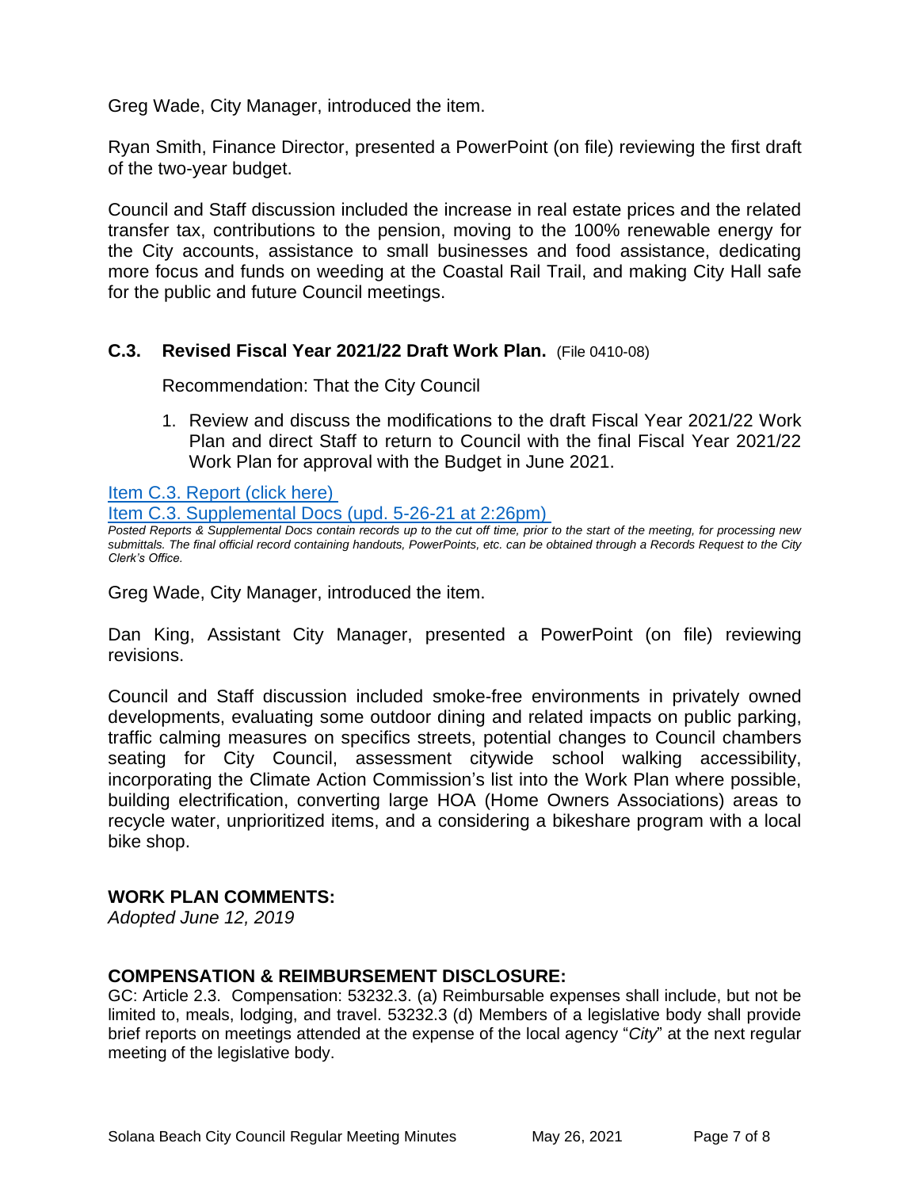Greg Wade, City Manager, introduced the item.

Ryan Smith, Finance Director, presented a PowerPoint (on file) reviewing the first draft of the two-year budget.

Council and Staff discussion included the increase in real estate prices and the related transfer tax, contributions to the pension, moving to the 100% renewable energy for the City accounts, assistance to small businesses and food assistance, dedicating more focus and funds on weeding at the Coastal Rail Trail, and making City Hall safe for the public and future Council meetings.

### C.3. Revised Fiscal Year 2021/22 Draft Work Plan. (File 0410-08)

Recommendation: That the City Council

1. Review and discuss the modifications to the draft Fiscal Year 2021/22 Work Plan and direct Staff to return to Council with the final Fiscal Year 2021/22 Work Plan for approval with the Budget in June 2021.

Item C.3. Report (click here)
Item C.3. Supplemental Docs (upd. 5-26-21 at 2:26pm)

*Posted Reports & Supplemental Docs contain records up to the cut off time, prior to the start of the meeting, for processing new submittals. The final official record containing handouts, PowerPoints, etc. can be obtained through a Records Request to the City Clerk's Office.*

Greg Wade, City Manager, introduced the item.

Dan King, Assistant City Manager, presented a PowerPoint (on file) reviewing revisions.

Council and Staff discussion included smoke-free environments in privately owned developments, evaluating some outdoor dining and related impacts on public parking, traffic calming measures on specifics streets, potential changes to Council chambers seating for City Council, assessment citywide school walking accessibility, incorporating the Climate Action Commission's list into the Work Plan where possible, building electrification, converting large HOA (Home Owners Associations) areas to recycle water, unprioritized items, and a considering a bikeshare program with a local bike shop.

## WORK PLAN COMMENTS:

*Adopted June 12, 2019*

## COMPENSATION & REIMBURSEMENT DISCLOSURE:

GC: Article 2.3. Compensation: 53232.3. (a) Reimbursable expenses shall include, but not be limited to, meals, lodging, and travel. 53232.3 (d) Members of a legislative body shall provide brief reports on meetings attended at the expense of the local agency "*City*" at the next regular meeting of the legislative body.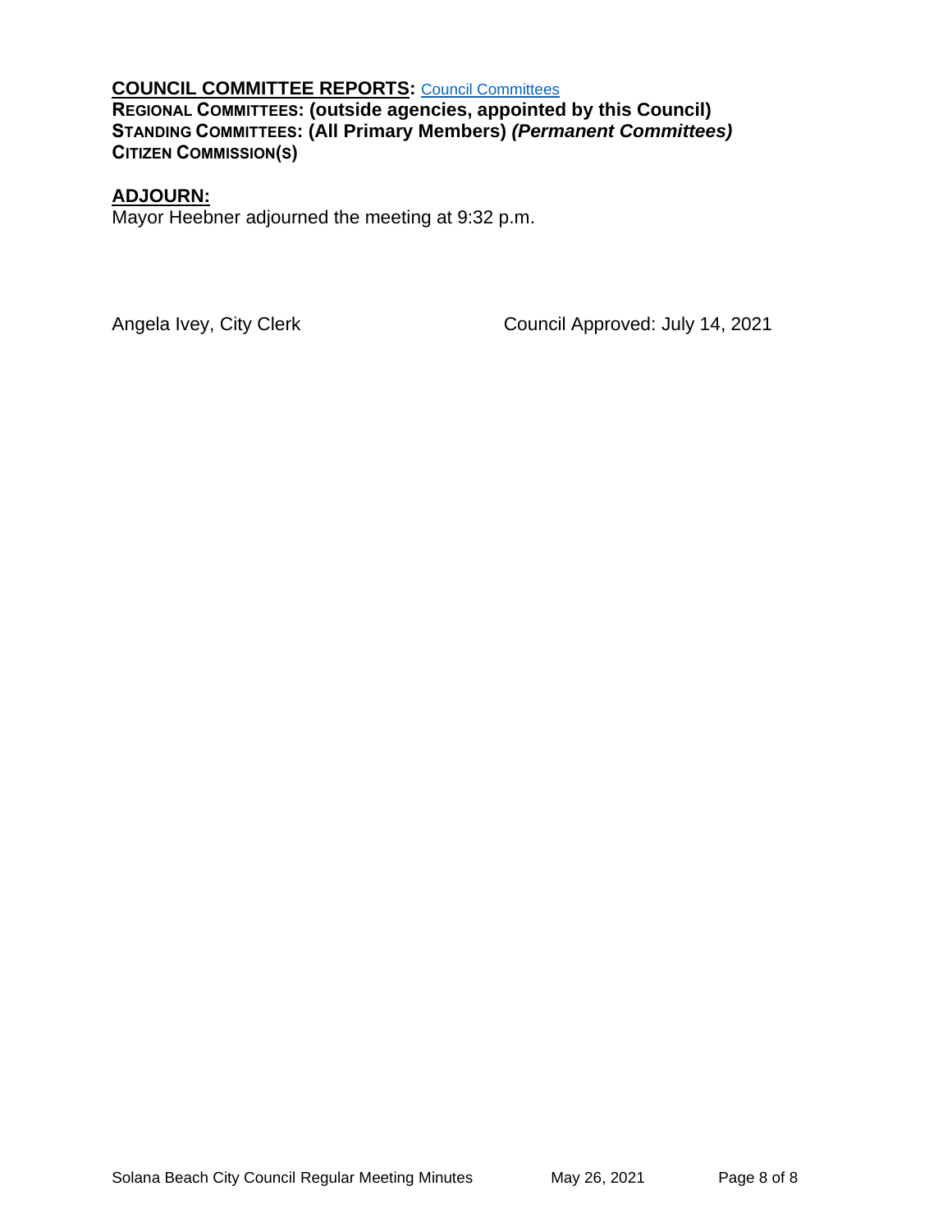## COUNCIL COMMITTEE REPORTS: Council Committees

**REGIONAL COMMITTEES: (outside agencies, appointed by this Council)**
**STANDING COMMITTEES: (All Primary Members) *(Permanent Committees)***
**CITIZEN COMMISSION(S)**

## ADJOURN:

Mayor Heebner adjourned the meeting at 9:32 p.m.

Angela Ivey, City Clerk

Council Approved: July 14, 2021